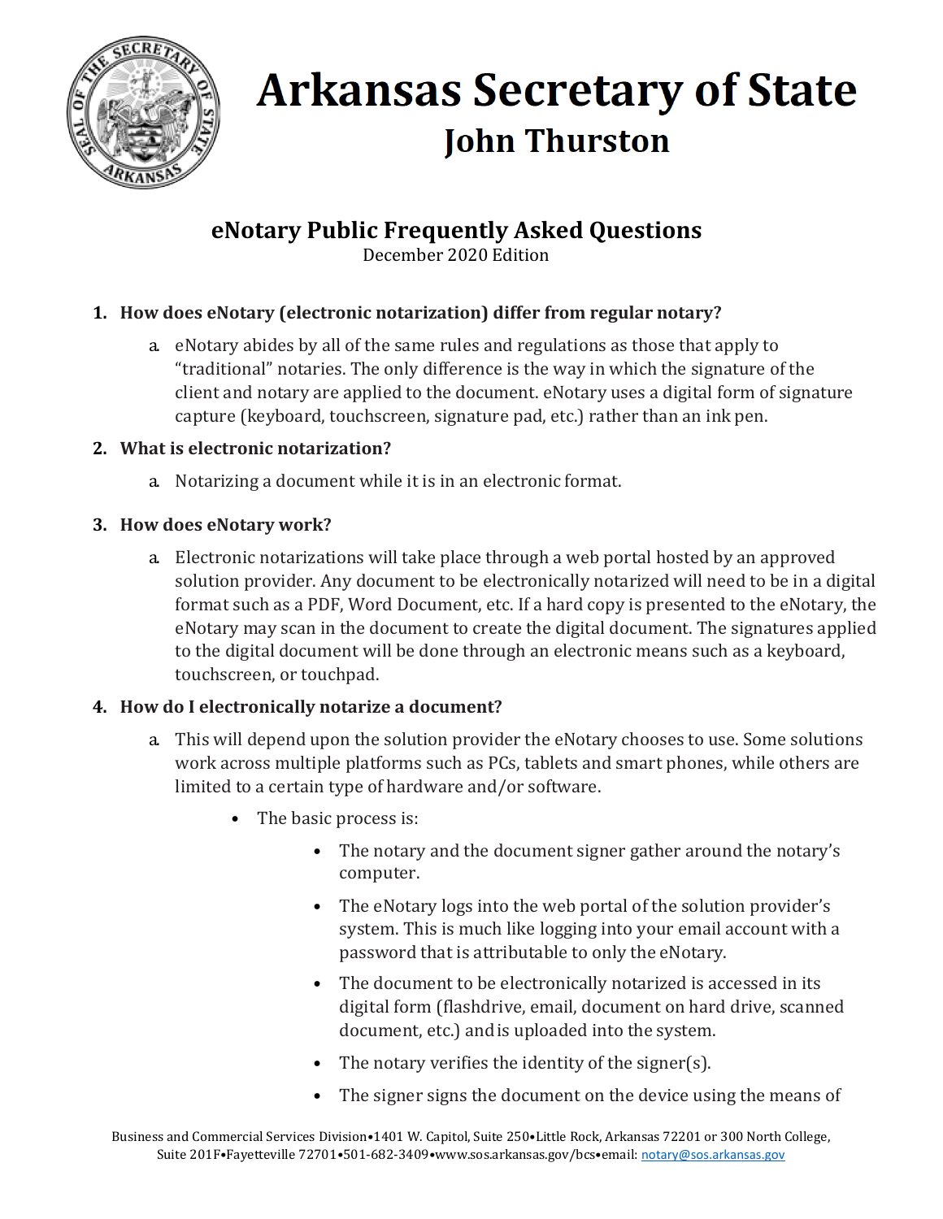# Arkansas Secretary of State

## John Thurston

## eNotary Public Frequently Asked Questions

December 2020 Edition

1. **How does eNotary (electronic notarization) differ from regular notary?**
   a. eNotary abides by all of the same rules and regulations as those that apply to "traditional" notaries. The only difference is the way in which the signature of the client and notary are applied to the document. eNotary uses a digital form of signature capture (keyboard, touchscreen, signature pad, etc.) rather than an ink pen.

2. **What is electronic notarization?**
   a. Notarizing a document while it is in an electronic format.

3. **How does eNotary work?**
   a. Electronic notarizations will take place through a web portal hosted by an approved solution provider. Any document to be electronically notarized will need to be in a digital format such as a PDF, Word Document, etc. If a hard copy is presented to the eNotary, the eNotary may scan in the document to create the digital document. The signatures applied to the digital document will be done through an electronic means such as a keyboard, touchscreen, or touchpad.

4. **How do I electronically notarize a document?**
   a. This will depend upon the solution provider the eNotary chooses to use. Some solutions work across multiple platforms such as PCs, tablets and smart phones, while others are limited to a certain type of hardware and/or software.
      - The basic process is:
        - The notary and the document signer gather around the notary's computer.
        - The eNotary logs into the web portal of the solution provider's system. This is much like logging into your email account with a password that is attributable to only the eNotary.
        - The document to be electronically notarized is accessed in its digital form (flashdrive, email, document on hard drive, scanned document, etc.) and is uploaded into the system.
        - The notary verifies the identity of the signer(s).
        - The signer signs the document on the device using the means of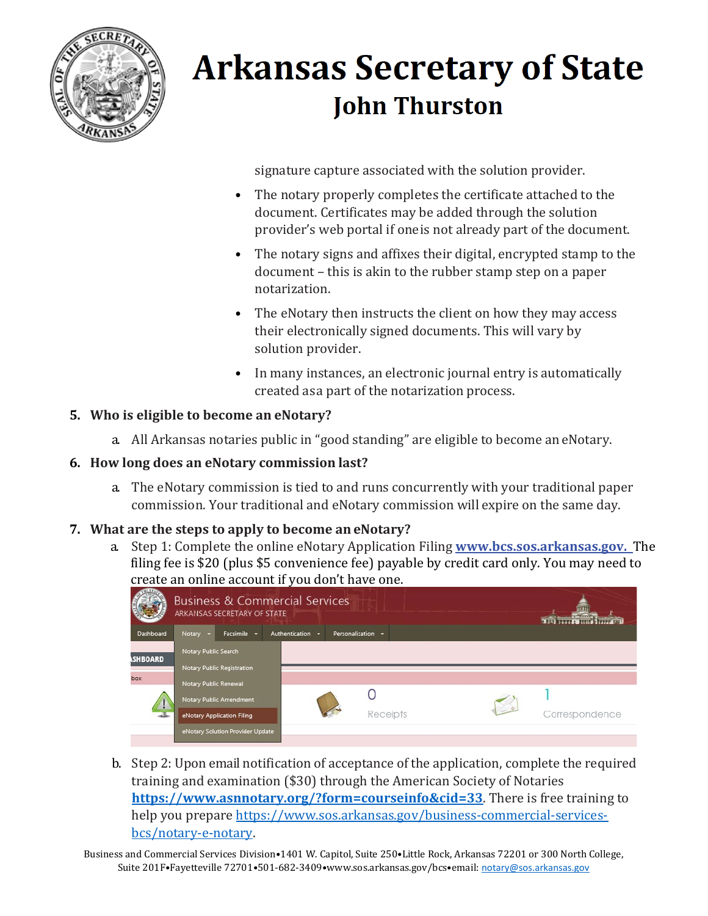signature capture associated with the solution provider.

- The notary properly completes the certificate attached to the document. Certificates may be added through the solution provider's web portal if one is not already part of the document.
- The notary signs and affixes their digital, encrypted stamp to the document – this is akin to the rubber stamp step on a paper notarization.
- The eNotary then instructs the client on how they may access their electronically signed documents. This will vary by solution provider.
- In many instances, an electronic journal entry is automatically created as a part of the notarization process.

**5. Who is eligible to become an eNotary?**

a. All Arkansas notaries public in "good standing" are eligible to become an eNotary.

**6. How long does an eNotary commission last?**

a. The eNotary commission is tied to and runs concurrently with your traditional paper commission. Your traditional and eNotary commission will expire on the same day.

**7. What are the steps to apply to become an eNotary?**

a. Step 1: Complete the online eNotary Application Filing **www.bcs.sos.arkansas.gov.** The filing fee is $20 (plus $5 convenience fee) payable by credit card only. You may need to create an online account if you don't have one.

b. Step 2: Upon email notification of acceptance of the application, complete the required training and examination ($30) through the American Society of Notaries **https://www.asnnotary.org/?form=courseinfo&cid=33**. There is free training to help you prepare https://www.sos.arkansas.gov/business-commercial-services-bcs/notary-e-notary.

Business and Commercial Services Division•1401 W. Capitol, Suite 250•Little Rock, Arkansas 72201 or 300 North College, Suite 201F•Fayetteville 72701•501-682-3409•www.sos.arkansas.gov/bcs•email: notary@sos.arkansas.gov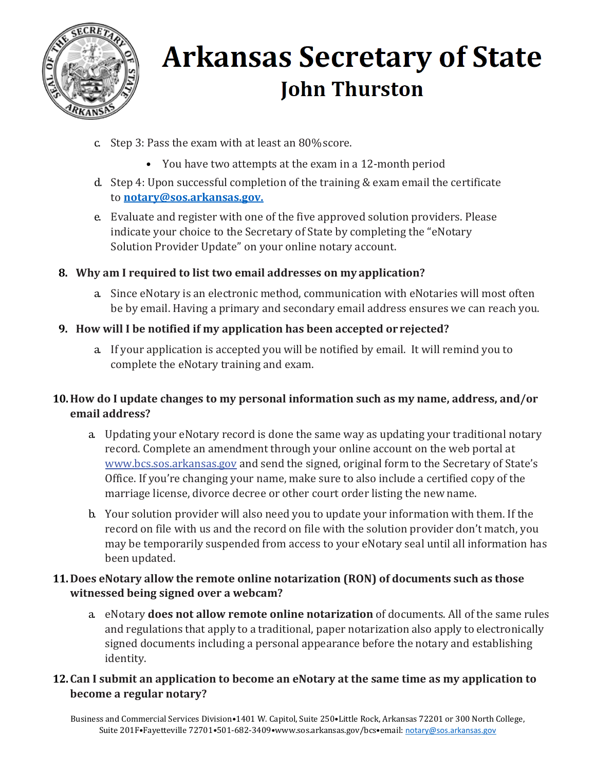c. Step 3: Pass the exam with at least an 80% score.
    - You have two attempts at the exam in a 12-month period

d. Step 4: Upon successful completion of the training & exam email the certificate to **notary@sos.arkansas.gov.**

e. Evaluate and register with one of the five approved solution providers. Please indicate your choice to the Secretary of State by completing the "eNotary Solution Provider Update" on your online notary account.

**8. Why am I required to list two email addresses on my application?**

a. Since eNotary is an electronic method, communication with eNotaries will most often be by email. Having a primary and secondary email address ensures we can reach you.

**9. How will I be notified if my application has been accepted or rejected?**

a. If your application is accepted you will be notified by email. It will remind you to complete the eNotary training and exam.

**10. How do I update changes to my personal information such as my name, address, and/or email address?**

a. Updating your eNotary record is done the same way as updating your traditional notary record. Complete an amendment through your online account on the web portal at www.bcs.sos.arkansas.gov and send the signed, original form to the Secretary of State's Office. If you're changing your name, make sure to also include a certified copy of the marriage license, divorce decree or other court order listing the new name.

b. Your solution provider will also need you to update your information with them. If the record on file with us and the record on file with the solution provider don't match, you may be temporarily suspended from access to your eNotary seal until all information has been updated.

**11. Does eNotary allow the remote online notarization (RON) of documents such as those witnessed being signed over a webcam?**

a. eNotary **does not allow remote online notarization** of documents. All of the same rules and regulations that apply to a traditional, paper notarization also apply to electronically signed documents including a personal appearance before the notary and establishing identity.

**12. Can I submit an application to become an eNotary at the same time as my application to become a regular notary?**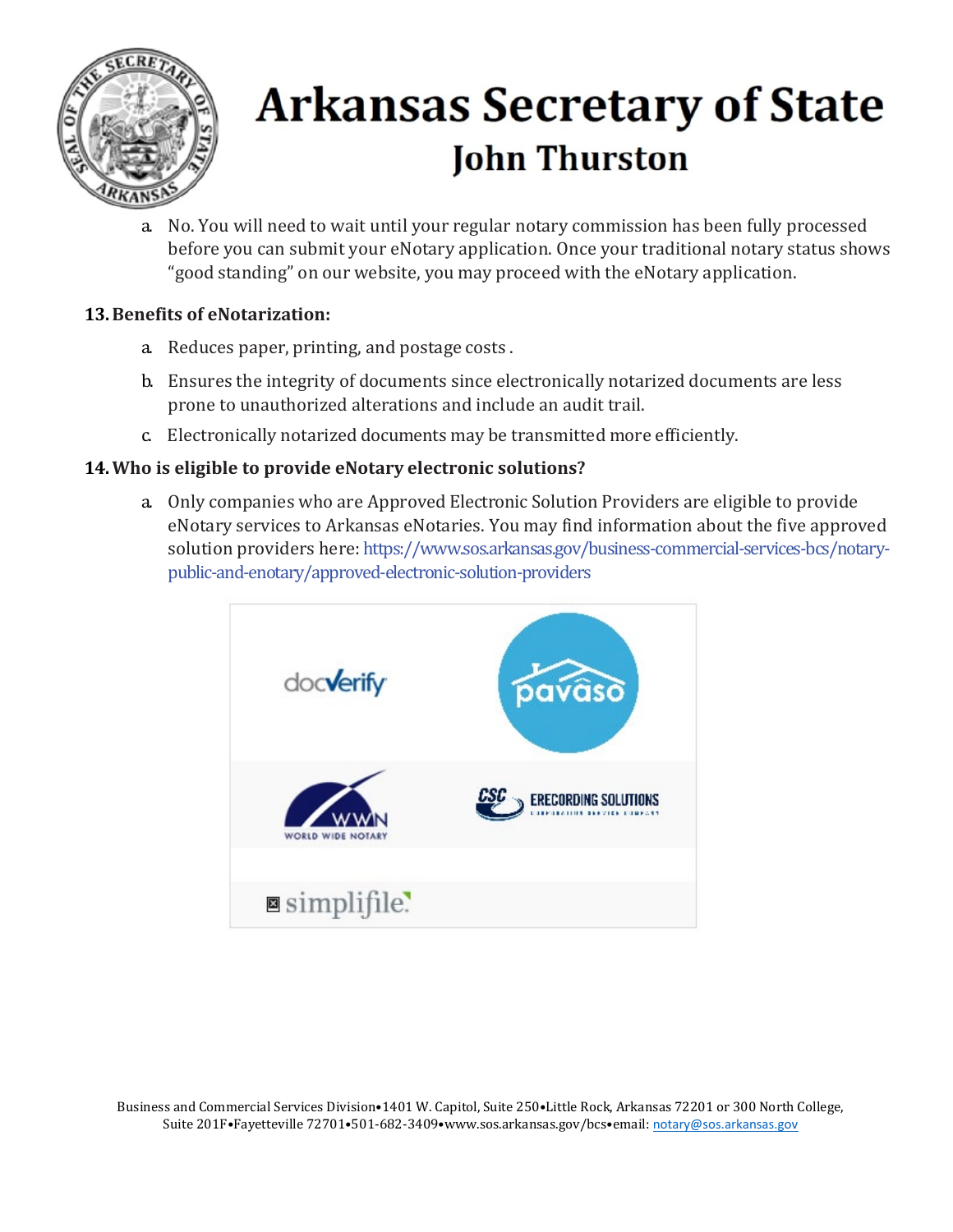a. No. You will need to wait until your regular notary commission has been fully processed before you can submit your eNotary application. Once your traditional notary status shows "good standing" on our website, you may proceed with the eNotary application.

### 13. Benefits of eNotarization:

a. Reduces paper, printing, and postage costs .

b. Ensures the integrity of documents since electronically notarized documents are less prone to unauthorized alterations and include an audit trail.

c. Electronically notarized documents may be transmitted more efficiently.

### 14. Who is eligible to provide eNotary electronic solutions?

a. Only companies who are Approved Electronic Solution Providers are eligible to provide eNotary services to Arkansas eNotaries. You may find information about the five approved solution providers here: https://www.sos.arkansas.gov/business-commercial-services-bcs/notary-public-and-enotary/approved-electronic-solution-providers

| | |
|---|---|
| docVerify | pavaso |
| WWN WORLD WIDE NOTARY | CSC ERECORDING SOLUTIONS |
| simplifile | |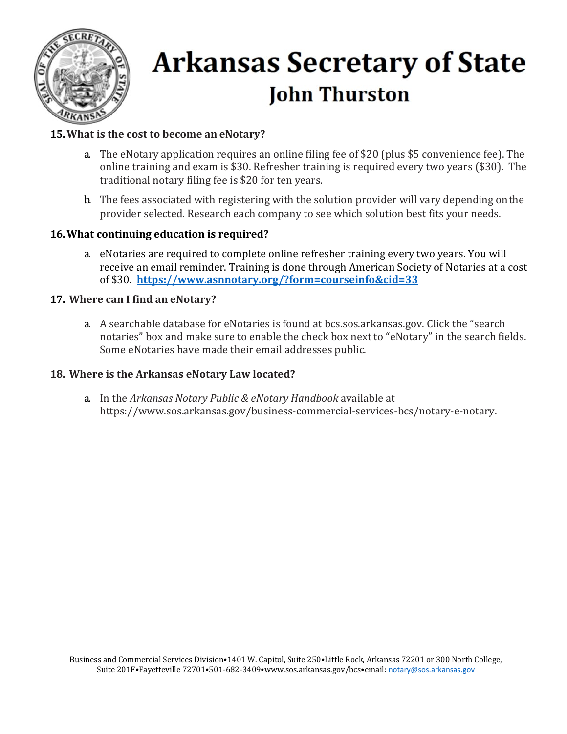**15. What is the cost to become an eNotary?**

a. The eNotary application requires an online filing fee of $20 (plus $5 convenience fee). The online training and exam is $30. Refresher training is required every two years ($30). The traditional notary filing fee is $20 for ten years.

b. The fees associated with registering with the solution provider will vary depending on the provider selected. Research each company to see which solution best fits your needs.

**16. What continuing education is required?**

a. eNotaries are required to complete online refresher training every two years. You will receive an email reminder. Training is done through American Society of Notaries at a cost of $30. **https://www.asnnotary.org/?form=courseinfo&cid=33**

**17. Where can I find an eNotary?**

a. A searchable database for eNotaries is found at bcs.sos.arkansas.gov. Click the "search notaries" box and make sure to enable the check box next to "eNotary" in the search fields. Some eNotaries have made their email addresses public.

**18. Where is the Arkansas eNotary Law located?**

a. In the *Arkansas Notary Public & eNotary Handbook* available at https://www.sos.arkansas.gov/business-commercial-services-bcs/notary-e-notary.